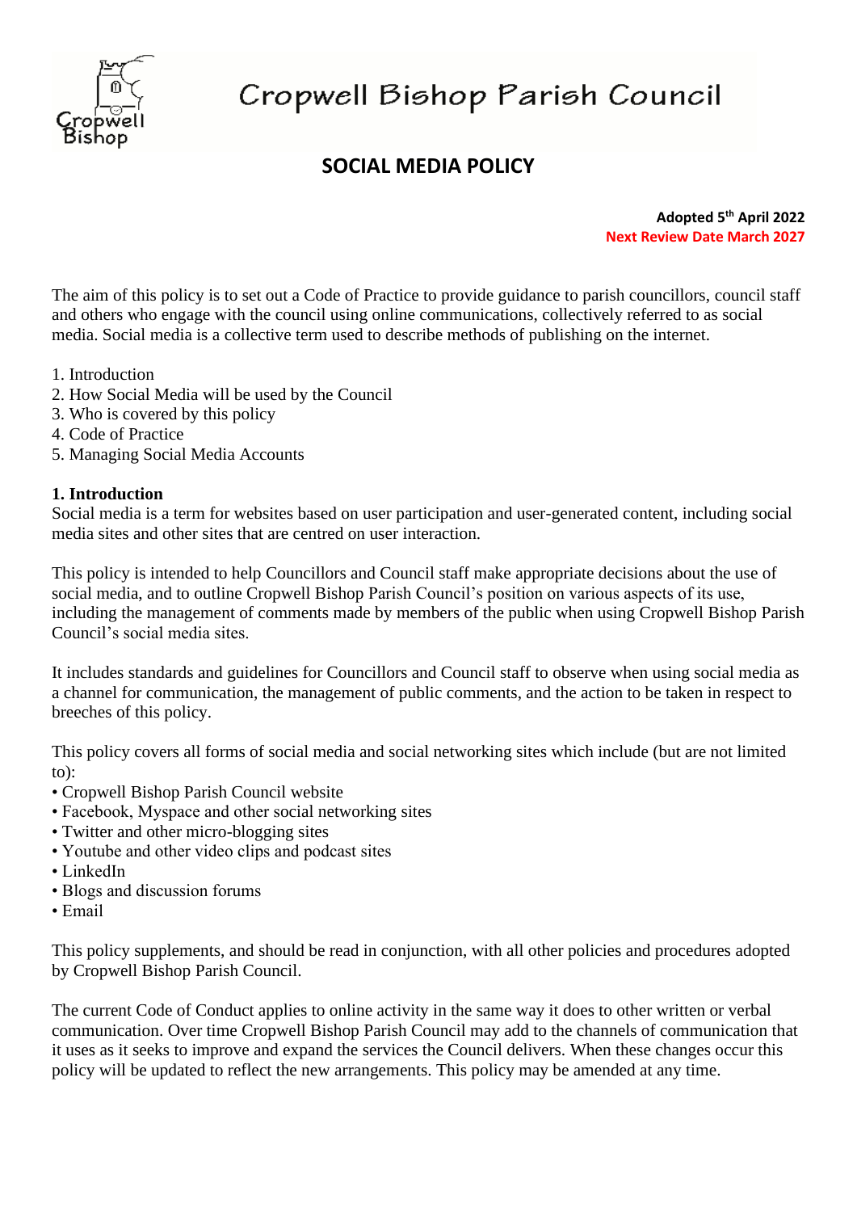# Cropwell Bishop Parish Council

## SOCIAL MEDIA POLICY

**Adopted 5th April 2022**
**Next Review Date March 2027**

The aim of this policy is to set out a Code of Practice to provide guidance to parish councillors, council staff and others who engage with the council using online communications, collectively referred to as social media. Social media is a collective term used to describe methods of publishing on the internet.

1. Introduction
2. How Social Media will be used by the Council
3. Who is covered by this policy
4. Code of Practice
5. Managing Social Media Accounts

**1. Introduction**

Social media is a term for websites based on user participation and user-generated content, including social media sites and other sites that are centred on user interaction.

This policy is intended to help Councillors and Council staff make appropriate decisions about the use of social media, and to outline Cropwell Bishop Parish Council's position on various aspects of its use, including the management of comments made by members of the public when using Cropwell Bishop Parish Council's social media sites.

It includes standards and guidelines for Councillors and Council staff to observe when using social media as a channel for communication, the management of public comments, and the action to be taken in respect to breeches of this policy.

This policy covers all forms of social media and social networking sites which include (but are not limited to):

- Cropwell Bishop Parish Council website
- Facebook, Myspace and other social networking sites
- Twitter and other micro-blogging sites
- Youtube and other video clips and podcast sites
- LinkedIn
- Blogs and discussion forums
- Email

This policy supplements, and should be read in conjunction, with all other policies and procedures adopted by Cropwell Bishop Parish Council.

The current Code of Conduct applies to online activity in the same way it does to other written or verbal communication. Over time Cropwell Bishop Parish Council may add to the channels of communication that it uses as it seeks to improve and expand the services the Council delivers. When these changes occur this policy will be updated to reflect the new arrangements. This policy may be amended at any time.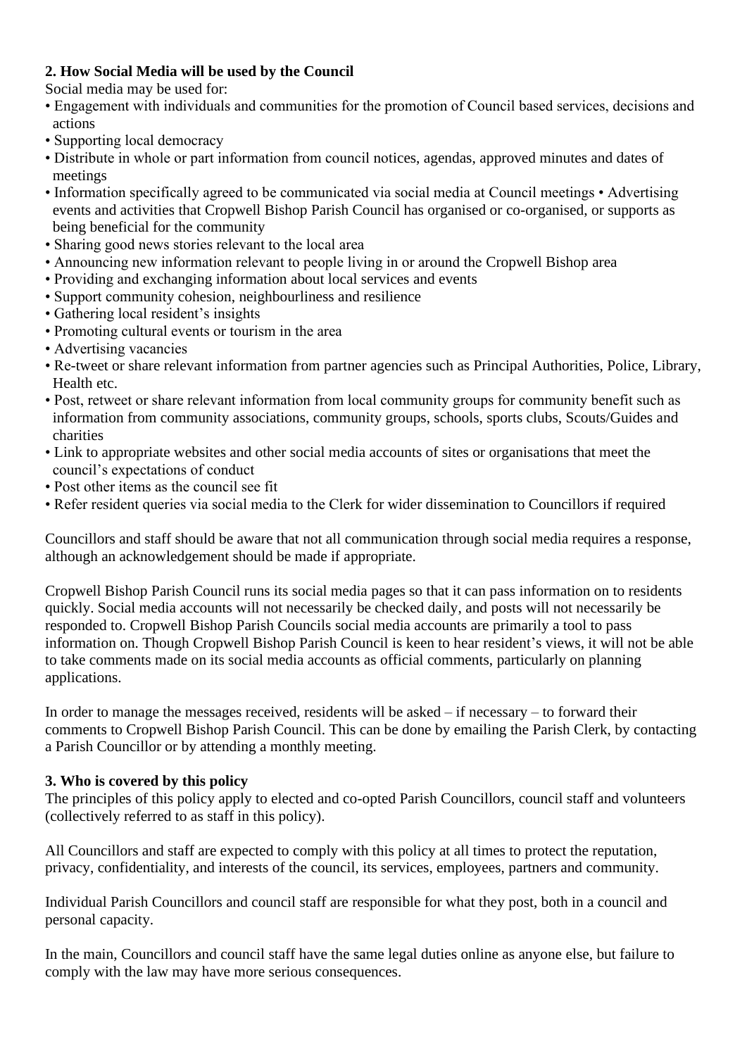**2. How Social Media will be used by the Council**

Social media may be used for:

- Engagement with individuals and communities for the promotion of Council based services, decisions and actions
- Supporting local democracy
- Distribute in whole or part information from council notices, agendas, approved minutes and dates of meetings
- Information specifically agreed to be communicated via social media at Council meetings • Advertising events and activities that Cropwell Bishop Parish Council has organised or co-organised, or supports as being beneficial for the community
- Sharing good news stories relevant to the local area
- Announcing new information relevant to people living in or around the Cropwell Bishop area
- Providing and exchanging information about local services and events
- Support community cohesion, neighbourliness and resilience
- Gathering local resident's insights
- Promoting cultural events or tourism in the area
- Advertising vacancies
- Re-tweet or share relevant information from partner agencies such as Principal Authorities, Police, Library, Health etc.
- Post, retweet or share relevant information from local community groups for community benefit such as information from community associations, community groups, schools, sports clubs, Scouts/Guides and charities
- Link to appropriate websites and other social media accounts of sites or organisations that meet the council's expectations of conduct
- Post other items as the council see fit
- Refer resident queries via social media to the Clerk for wider dissemination to Councillors if required

Councillors and staff should be aware that not all communication through social media requires a response, although an acknowledgement should be made if appropriate.

Cropwell Bishop Parish Council runs its social media pages so that it can pass information on to residents quickly. Social media accounts will not necessarily be checked daily, and posts will not necessarily be responded to. Cropwell Bishop Parish Councils social media accounts are primarily a tool to pass information on. Though Cropwell Bishop Parish Council is keen to hear resident's views, it will not be able to take comments made on its social media accounts as official comments, particularly on planning applications.

In order to manage the messages received, residents will be asked – if necessary – to forward their comments to Cropwell Bishop Parish Council. This can be done by emailing the Parish Clerk, by contacting a Parish Councillor or by attending a monthly meeting.

**3. Who is covered by this policy**

The principles of this policy apply to elected and co-opted Parish Councillors, council staff and volunteers (collectively referred to as staff in this policy).

All Councillors and staff are expected to comply with this policy at all times to protect the reputation, privacy, confidentiality, and interests of the council, its services, employees, partners and community.

Individual Parish Councillors and council staff are responsible for what they post, both in a council and personal capacity.

In the main, Councillors and council staff have the same legal duties online as anyone else, but failure to comply with the law may have more serious consequences.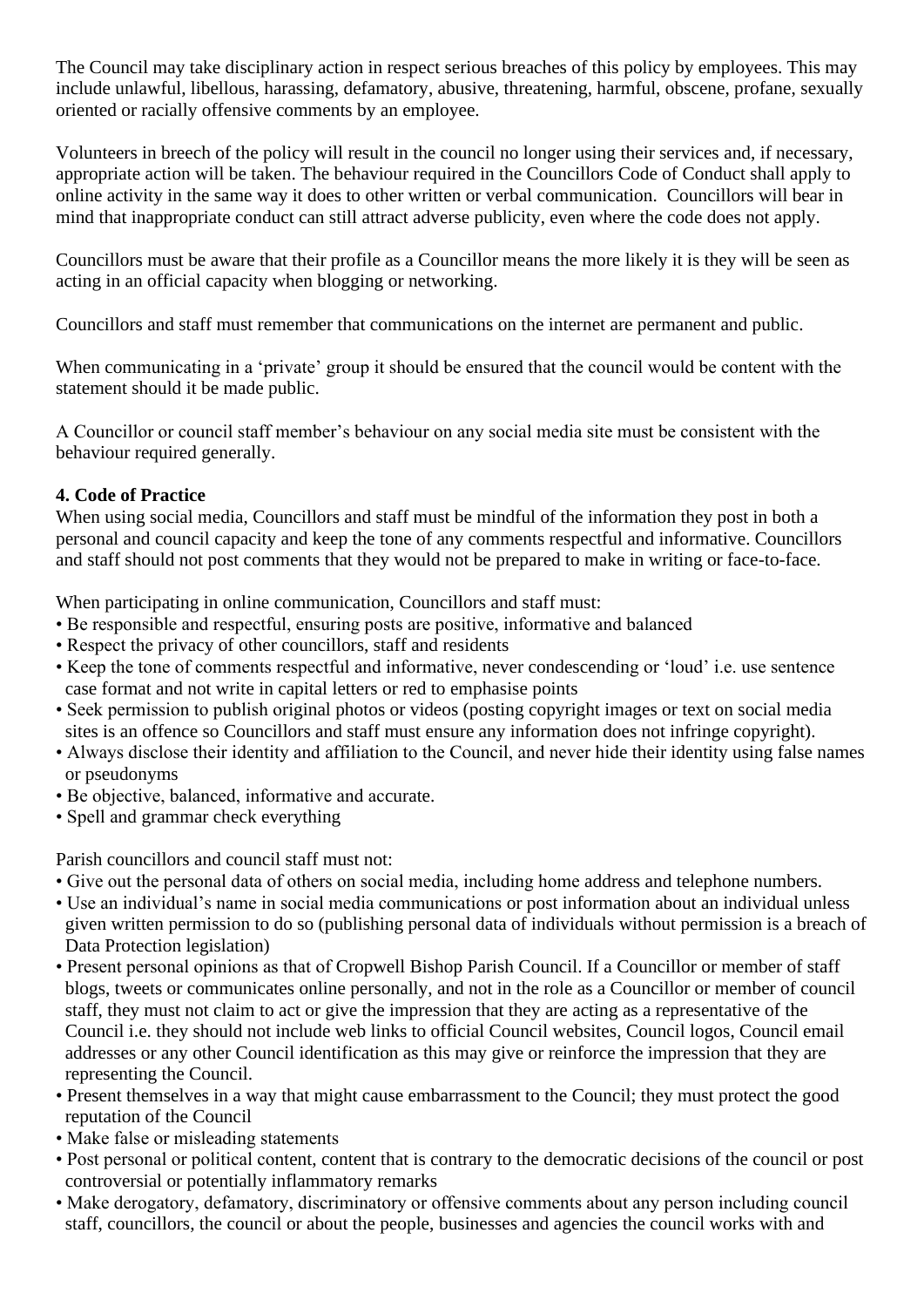The Council may take disciplinary action in respect serious breaches of this policy by employees. This may include unlawful, libellous, harassing, defamatory, abusive, threatening, harmful, obscene, profane, sexually oriented or racially offensive comments by an employee.

Volunteers in breech of the policy will result in the council no longer using their services and, if necessary, appropriate action will be taken. The behaviour required in the Councillors Code of Conduct shall apply to online activity in the same way it does to other written or verbal communication. Councillors will bear in mind that inappropriate conduct can still attract adverse publicity, even where the code does not apply.

Councillors must be aware that their profile as a Councillor means the more likely it is they will be seen as acting in an official capacity when blogging or networking.

Councillors and staff must remember that communications on the internet are permanent and public.

When communicating in a 'private' group it should be ensured that the council would be content with the statement should it be made public.

A Councillor or council staff member's behaviour on any social media site must be consistent with the behaviour required generally.

**4. Code of Practice**

When using social media, Councillors and staff must be mindful of the information they post in both a personal and council capacity and keep the tone of any comments respectful and informative. Councillors and staff should not post comments that they would not be prepared to make in writing or face-to-face.

When participating in online communication, Councillors and staff must:

- Be responsible and respectful, ensuring posts are positive, informative and balanced
- Respect the privacy of other councillors, staff and residents
- Keep the tone of comments respectful and informative, never condescending or 'loud' i.e. use sentence case format and not write in capital letters or red to emphasise points
- Seek permission to publish original photos or videos (posting copyright images or text on social media sites is an offence so Councillors and staff must ensure any information does not infringe copyright).
- Always disclose their identity and affiliation to the Council, and never hide their identity using false names or pseudonyms
- Be objective, balanced, informative and accurate.
- Spell and grammar check everything

Parish councillors and council staff must not:

- Give out the personal data of others on social media, including home address and telephone numbers.
- Use an individual's name in social media communications or post information about an individual unless given written permission to do so (publishing personal data of individuals without permission is a breach of Data Protection legislation)
- Present personal opinions as that of Cropwell Bishop Parish Council. If a Councillor or member of staff blogs, tweets or communicates online personally, and not in the role as a Councillor or member of council staff, they must not claim to act or give the impression that they are acting as a representative of the Council i.e. they should not include web links to official Council websites, Council logos, Council email addresses or any other Council identification as this may give or reinforce the impression that they are representing the Council.
- Present themselves in a way that might cause embarrassment to the Council; they must protect the good reputation of the Council
- Make false or misleading statements
- Post personal or political content, content that is contrary to the democratic decisions of the council or post controversial or potentially inflammatory remarks
- Make derogatory, defamatory, discriminatory or offensive comments about any person including council staff, councillors, the council or about the people, businesses and agencies the council works with and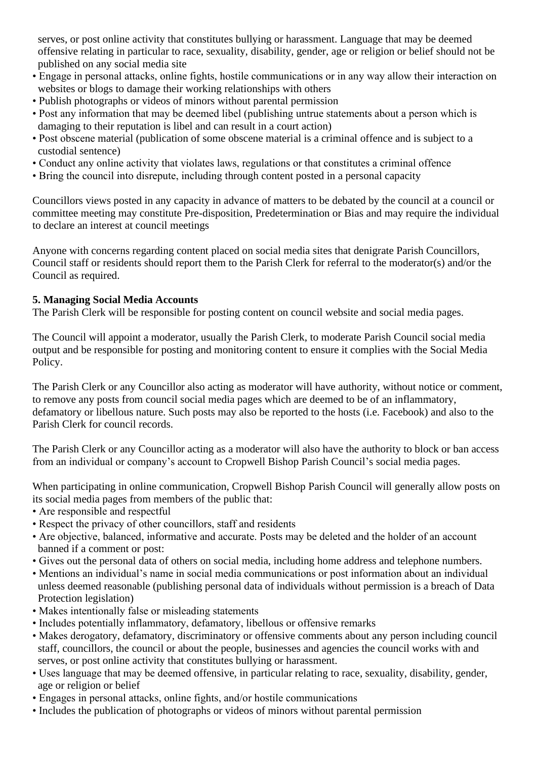serves, or post online activity that constitutes bullying or harassment. Language that may be deemed offensive relating in particular to race, sexuality, disability, gender, age or religion or belief should not be published on any social media site

- Engage in personal attacks, online fights, hostile communications or in any way allow their interaction on websites or blogs to damage their working relationships with others
- Publish photographs or videos of minors without parental permission
- Post any information that may be deemed libel (publishing untrue statements about a person which is damaging to their reputation is libel and can result in a court action)
- Post obscene material (publication of some obscene material is a criminal offence and is subject to a custodial sentence)
- Conduct any online activity that violates laws, regulations or that constitutes a criminal offence
- Bring the council into disrepute, including through content posted in a personal capacity

Councillors views posted in any capacity in advance of matters to be debated by the council at a council or committee meeting may constitute Pre-disposition, Predetermination or Bias and may require the individual to declare an interest at council meetings

Anyone with concerns regarding content placed on social media sites that denigrate Parish Councillors, Council staff or residents should report them to the Parish Clerk for referral to the moderator(s) and/or the Council as required.

**5. Managing Social Media Accounts**

The Parish Clerk will be responsible for posting content on council website and social media pages.

The Council will appoint a moderator, usually the Parish Clerk, to moderate Parish Council social media output and be responsible for posting and monitoring content to ensure it complies with the Social Media Policy.

The Parish Clerk or any Councillor also acting as moderator will have authority, without notice or comment, to remove any posts from council social media pages which are deemed to be of an inflammatory, defamatory or libellous nature. Such posts may also be reported to the hosts (i.e. Facebook) and also to the Parish Clerk for council records.

The Parish Clerk or any Councillor acting as a moderator will also have the authority to block or ban access from an individual or company's account to Cropwell Bishop Parish Council's social media pages.

When participating in online communication, Cropwell Bishop Parish Council will generally allow posts on its social media pages from members of the public that:

- Are responsible and respectful
- Respect the privacy of other councillors, staff and residents
- Are objective, balanced, informative and accurate. Posts may be deleted and the holder of an account banned if a comment or post:
- Gives out the personal data of others on social media, including home address and telephone numbers.
- Mentions an individual's name in social media communications or post information about an individual unless deemed reasonable (publishing personal data of individuals without permission is a breach of Data Protection legislation)
- Makes intentionally false or misleading statements
- Includes potentially inflammatory, defamatory, libellous or offensive remarks
- Makes derogatory, defamatory, discriminatory or offensive comments about any person including council staff, councillors, the council or about the people, businesses and agencies the council works with and serves, or post online activity that constitutes bullying or harassment.
- Uses language that may be deemed offensive, in particular relating to race, sexuality, disability, gender, age or religion or belief
- Engages in personal attacks, online fights, and/or hostile communications
- Includes the publication of photographs or videos of minors without parental permission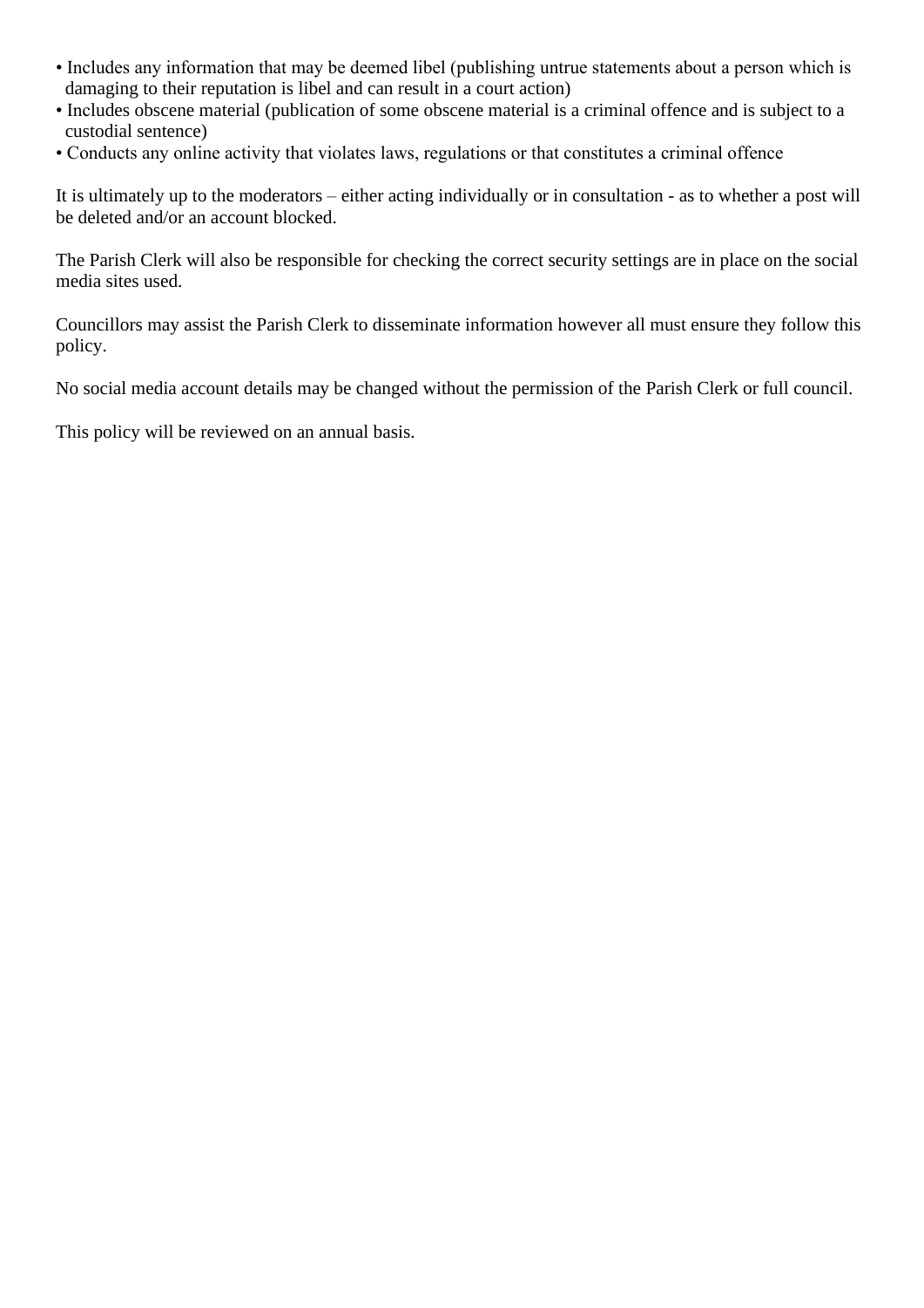- Includes any information that may be deemed libel (publishing untrue statements about a person which is damaging to their reputation is libel and can result in a court action)
- Includes obscene material (publication of some obscene material is a criminal offence and is subject to a custodial sentence)
- Conducts any online activity that violates laws, regulations or that constitutes a criminal offence

It is ultimately up to the moderators – either acting individually or in consultation - as to whether a post will be deleted and/or an account blocked.

The Parish Clerk will also be responsible for checking the correct security settings are in place on the social media sites used.

Councillors may assist the Parish Clerk to disseminate information however all must ensure they follow this policy.

No social media account details may be changed without the permission of the Parish Clerk or full council.

This policy will be reviewed on an annual basis.